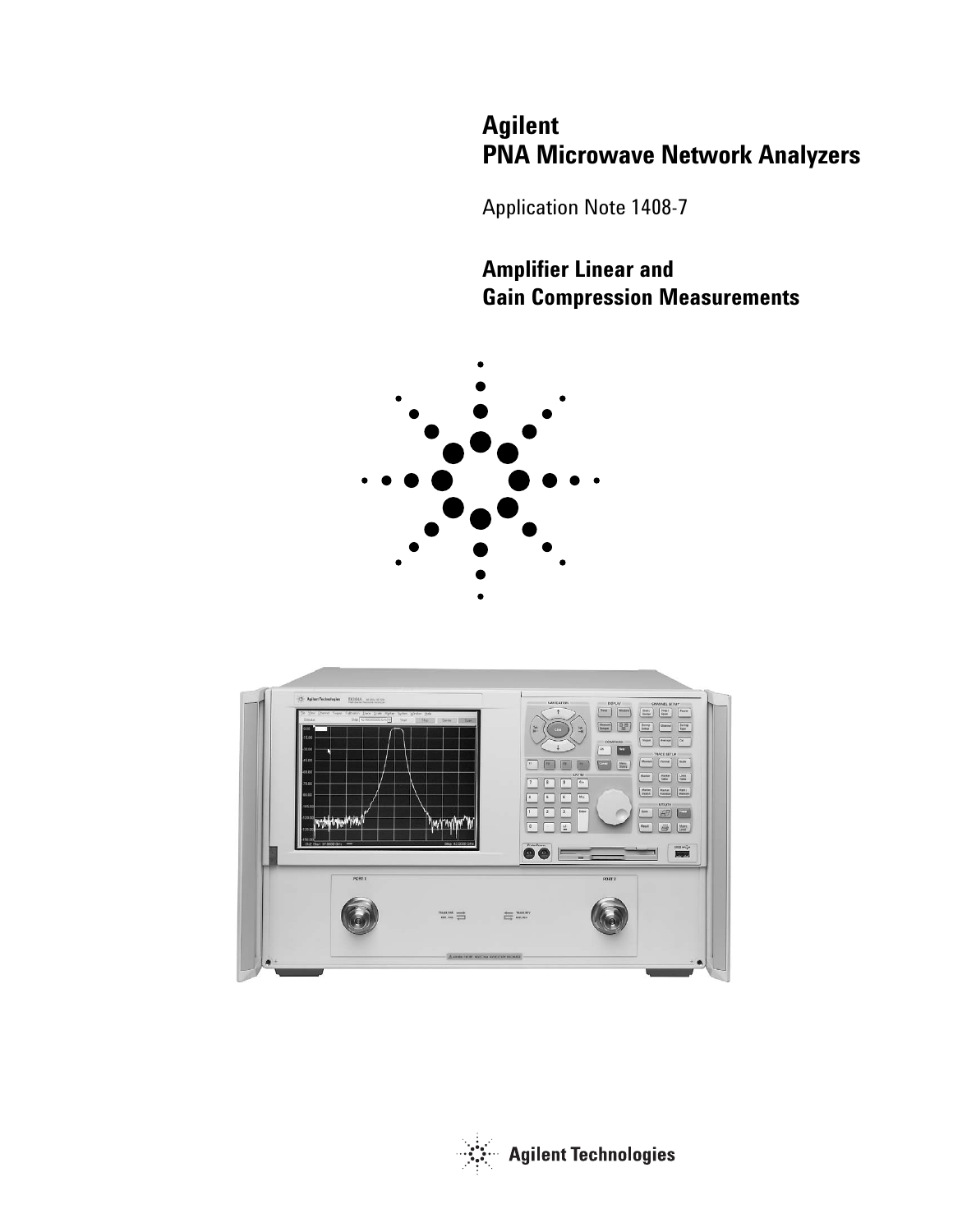# Agilent PNA Microwave Network Analyzers

Application Note 1408-7

## Amplifier Linear and Gain Compression Measurements

Agilent Technologies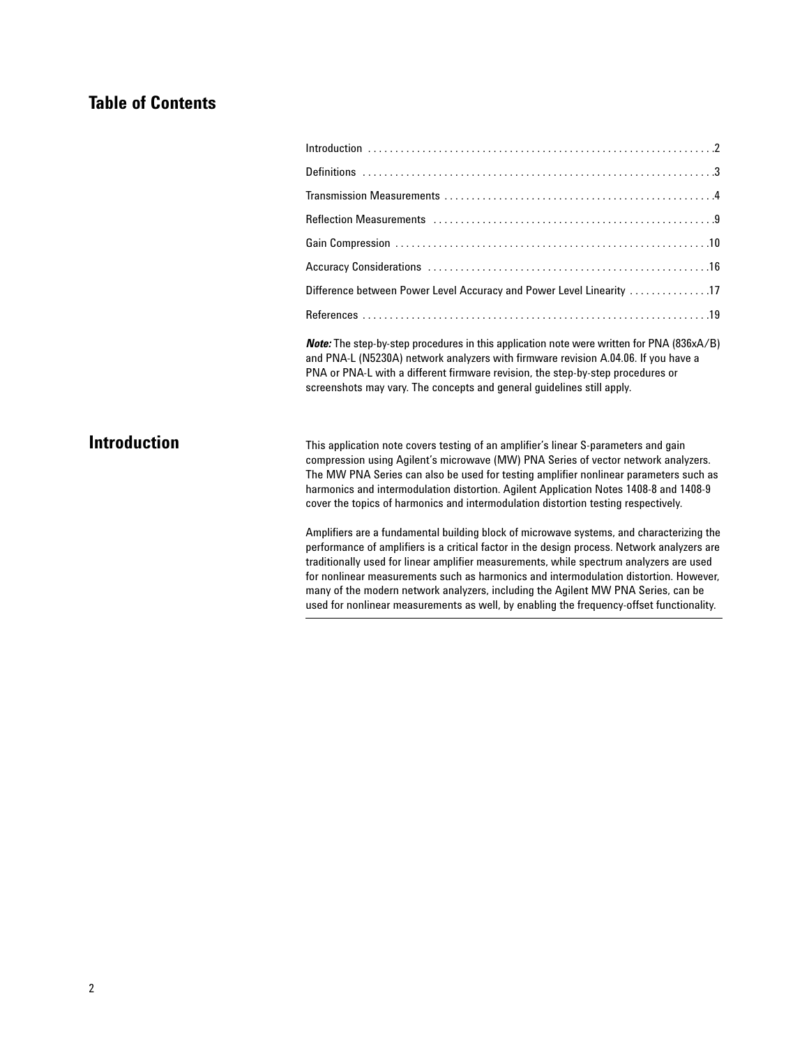## Table of Contents

| | |
|---|---|
| Introduction | 2 |
| Definitions | 3 |
| Transmission Measurements | 4 |
| Reflection Measurements | 9 |
| Gain Compression | 10 |
| Accuracy Considerations | 16 |
| Difference between Power Level Accuracy and Power Level Linearity | 17 |
| References | 19 |

***Note:*** The step-by-step procedures in this application note were written for PNA (836xA/B) and PNA-L (N5230A) network analyzers with firmware revision A.04.06. If you have a PNA or PNA-L with a different firmware revision, the step-by-step procedures or screenshots may vary. The concepts and general guidelines still apply.

## Introduction

This application note covers testing of an amplifier's linear S-parameters and gain compression using Agilent's microwave (MW) PNA Series of vector network analyzers. The MW PNA Series can also be used for testing amplifier nonlinear parameters such as harmonics and intermodulation distortion. Agilent Application Notes 1408-8 and 1408-9 cover the topics of harmonics and intermodulation distortion testing respectively.

Amplifiers are a fundamental building block of microwave systems, and characterizing the performance of amplifiers is a critical factor in the design process. Network analyzers are traditionally used for linear amplifier measurements, while spectrum analyzers are used for nonlinear measurements such as harmonics and intermodulation distortion. However, many of the modern network analyzers, including the Agilent MW PNA Series, can be used for nonlinear measurements as well, by enabling the frequency-offset functionality.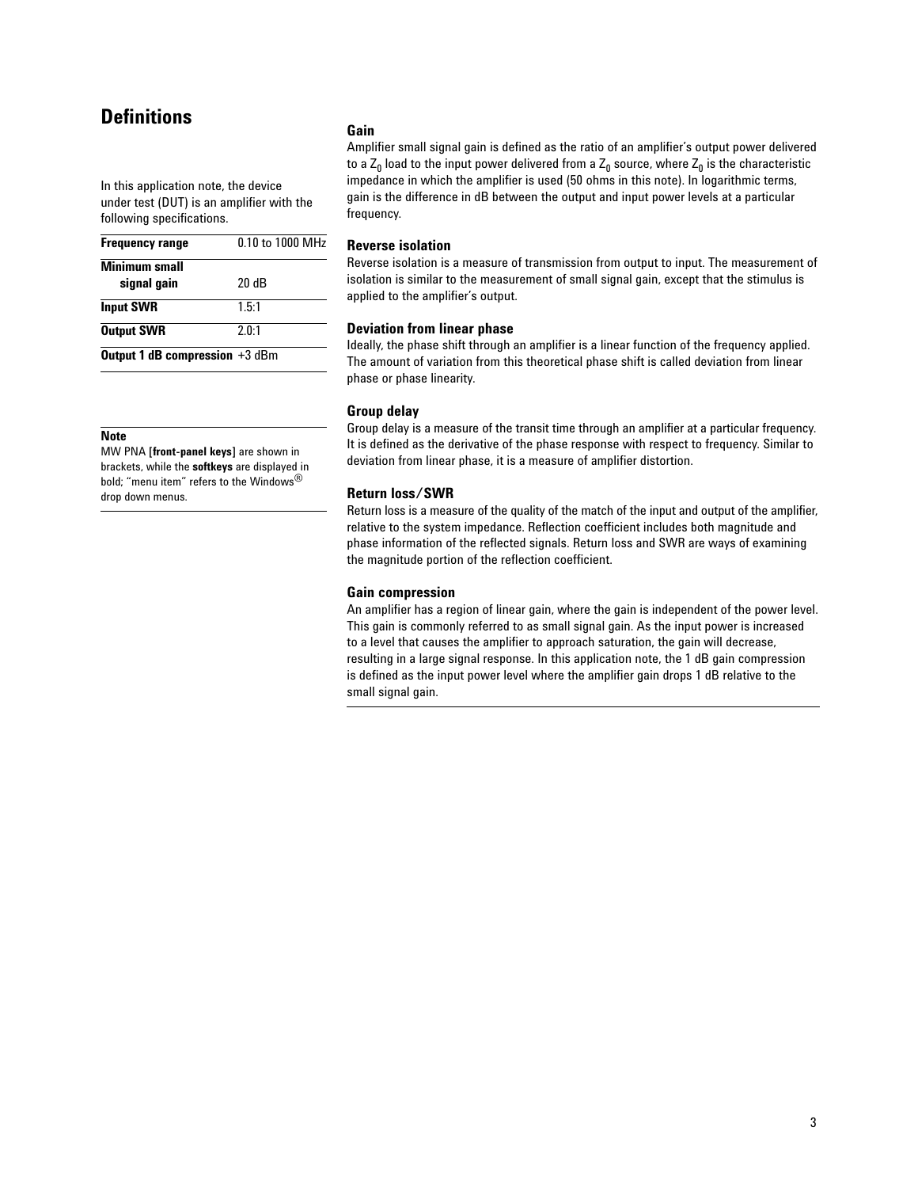## Definitions

In this application note, the device under test (DUT) is an amplifier with the following specifications.

| | |
|---|---|
| **Frequency range** | 0.10 to 1000 MHz |
| **Minimum small signal gain** | 20 dB |
| **Input SWR** | 1.5:1 |
| **Output SWR** | 2.0:1 |
| **Output 1 dB compression** | +3 dBm |

**Note**

MW PNA **[front-panel keys]** are shown in brackets, while the **softkeys** are displayed in bold; "menu item" refers to the Windows® drop down menus.

### Gain

Amplifier small signal gain is defined as the ratio of an amplifier's output power delivered to a $Z_0$ load to the input power delivered from a $Z_0$ source, where $Z_0$ is the characteristic impedance in which the amplifier is used (50 ohms in this note). In logarithmic terms, gain is the difference in dB between the output and input power levels at a particular frequency.

### Reverse isolation

Reverse isolation is a measure of transmission from output to input. The measurement of isolation is similar to the measurement of small signal gain, except that the stimulus is applied to the amplifier's output.

### Deviation from linear phase

Ideally, the phase shift through an amplifier is a linear function of the frequency applied. The amount of variation from this theoretical phase shift is called deviation from linear phase or phase linearity.

### Group delay

Group delay is a measure of the transit time through an amplifier at a particular frequency. It is defined as the derivative of the phase response with respect to frequency. Similar to deviation from linear phase, it is a measure of amplifier distortion.

### Return loss/SWR

Return loss is a measure of the quality of the match of the input and output of the amplifier, relative to the system impedance. Reflection coefficient includes both magnitude and phase information of the reflected signals. Return loss and SWR are ways of examining the magnitude portion of the reflection coefficient.

### Gain compression

An amplifier has a region of linear gain, where the gain is independent of the power level. This gain is commonly referred to as small signal gain. As the input power is increased to a level that causes the amplifier to approach saturation, the gain will decrease, resulting in a large signal response. In this application note, the 1 dB gain compression is defined as the input power level where the amplifier gain drops 1 dB relative to the small signal gain.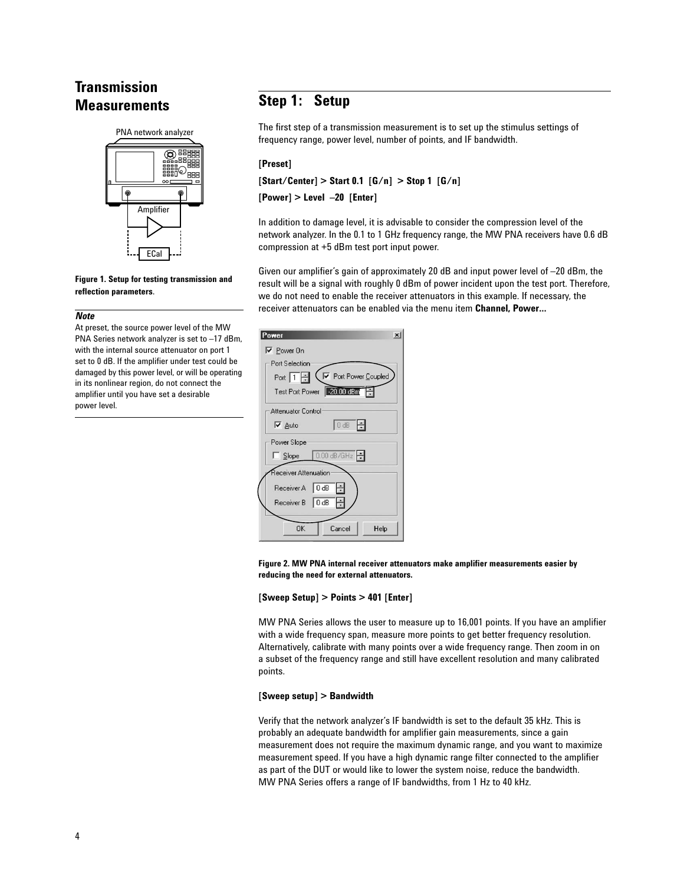# Transmission Measurements

Figure 1. Setup for testing transmission and reflection parameters.

***Note***

At preset, the source power level of the MW PNA Series network analyzer is set to –17 dBm, with the internal source attenuator on port 1 set to 0 dB. If the amplifier under test could be damaged by this power level, or will be operating in its nonlinear region, do not connect the amplifier until you have set a desirable power level.

## Step 1: Setup

The first step of a transmission measurement is to set up the stimulus settings of frequency range, power level, number of points, and IF bandwidth.

**[Preset]**

**[Start/Center] > Start 0.1 [G/n] > Stop 1 [G/n]**

**[Power] > Level –20 [Enter]**

In addition to damage level, it is advisable to consider the compression level of the network analyzer. In the 0.1 to 1 GHz frequency range, the MW PNA receivers have 0.6 dB compression at +5 dBm test port input power.

Given our amplifier's gain of approximately 20 dB and input power level of –20 dBm, the result will be a signal with roughly 0 dBm of power incident upon the test port. Therefore, we do not need to enable the receiver attenuators in this example. If necessary, the receiver attenuators can be enabled via the menu item **Channel, Power...**

Figure 2. MW PNA internal receiver attenuators make amplifier measurements easier by reducing the need for external attenuators.

**[Sweep Setup] > Points > 401 [Enter]**

MW PNA Series allows the user to measure up to 16,001 points. If you have an amplifier with a wide frequency span, measure more points to get better frequency resolution. Alternatively, calibrate with many points over a wide frequency range. Then zoom in on a subset of the frequency range and still have excellent resolution and many calibrated points.

**[Sweep setup] > Bandwidth**

Verify that the network analyzer's IF bandwidth is set to the default 35 kHz. This is probably an adequate bandwidth for amplifier gain measurements, since a gain measurement does not require the maximum dynamic range, and you want to maximize measurement speed. If you have a high dynamic range filter connected to the amplifier as part of the DUT or would like to lower the system noise, reduce the bandwidth. MW PNA Series offers a range of IF bandwidths, from 1 Hz to 40 kHz.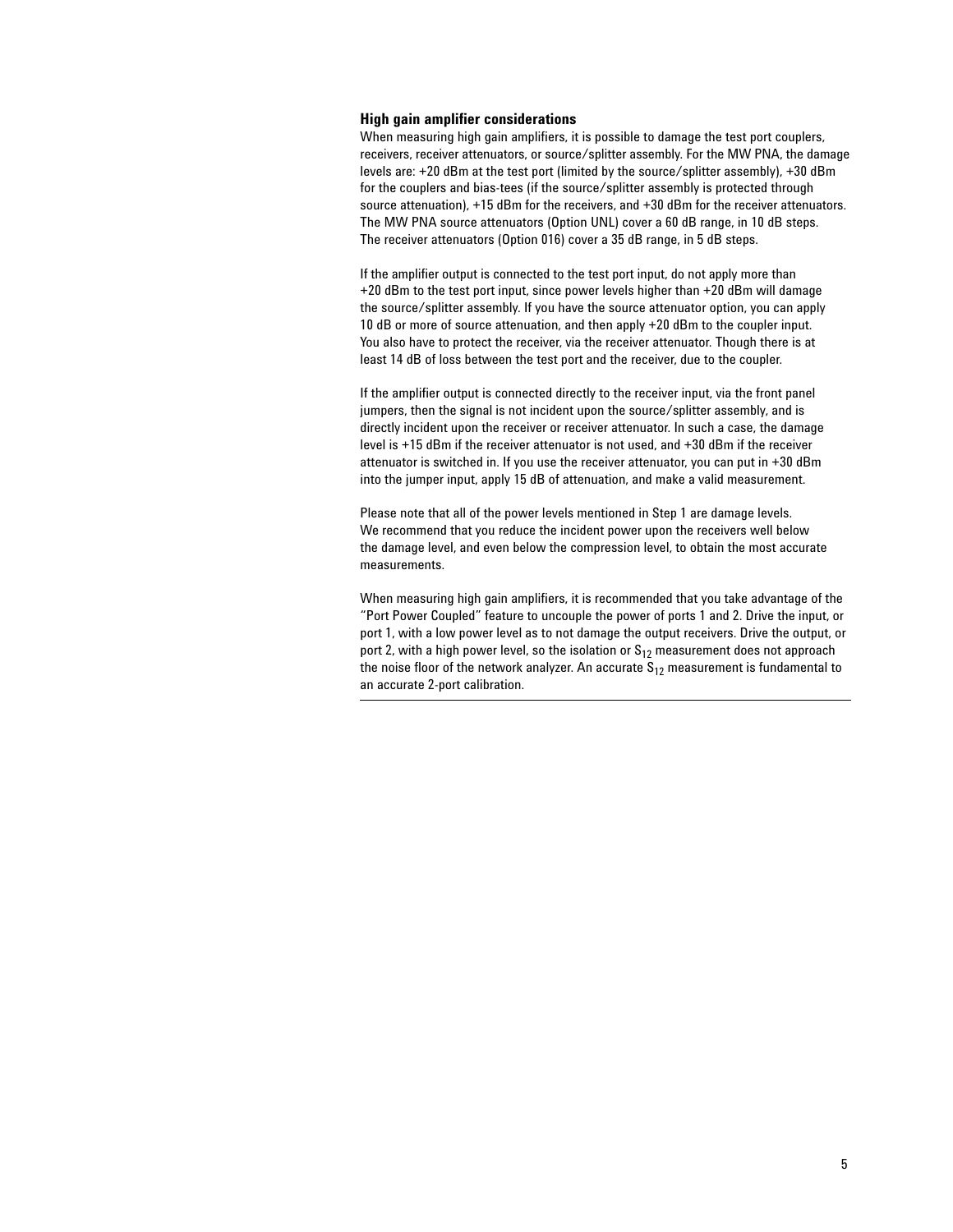**High gain amplifier considerations**

When measuring high gain amplifiers, it is possible to damage the test port couplers, receivers, receiver attenuators, or source/splitter assembly. For the MW PNA, the damage levels are: +20 dBm at the test port (limited by the source/splitter assembly), +30 dBm for the couplers and bias-tees (if the source/splitter assembly is protected through source attenuation), +15 dBm for the receivers, and +30 dBm for the receiver attenuators. The MW PNA source attenuators (Option UNL) cover a 60 dB range, in 10 dB steps. The receiver attenuators (Option 016) cover a 35 dB range, in 5 dB steps.

If the amplifier output is connected to the test port input, do not apply more than +20 dBm to the test port input, since power levels higher than +20 dBm will damage the source/splitter assembly. If you have the source attenuator option, you can apply 10 dB or more of source attenuation, and then apply +20 dBm to the coupler input. You also have to protect the receiver, via the receiver attenuator. Though there is at least 14 dB of loss between the test port and the receiver, due to the coupler.

If the amplifier output is connected directly to the receiver input, via the front panel jumpers, then the signal is not incident upon the source/splitter assembly, and is directly incident upon the receiver or receiver attenuator. In such a case, the damage level is +15 dBm if the receiver attenuator is not used, and +30 dBm if the receiver attenuator is switched in. If you use the receiver attenuator, you can put in +30 dBm into the jumper input, apply 15 dB of attenuation, and make a valid measurement.

Please note that all of the power levels mentioned in Step 1 are damage levels. We recommend that you reduce the incident power upon the receivers well below the damage level, and even below the compression level, to obtain the most accurate measurements.

When measuring high gain amplifiers, it is recommended that you take advantage of the "Port Power Coupled" feature to uncouple the power of ports 1 and 2. Drive the input, or port 1, with a low power level as to not damage the output receivers. Drive the output, or port 2, with a high power level, so the isolation or $S_{12}$ measurement does not approach the noise floor of the network analyzer. An accurate $S_{12}$ measurement is fundamental to an accurate 2-port calibration.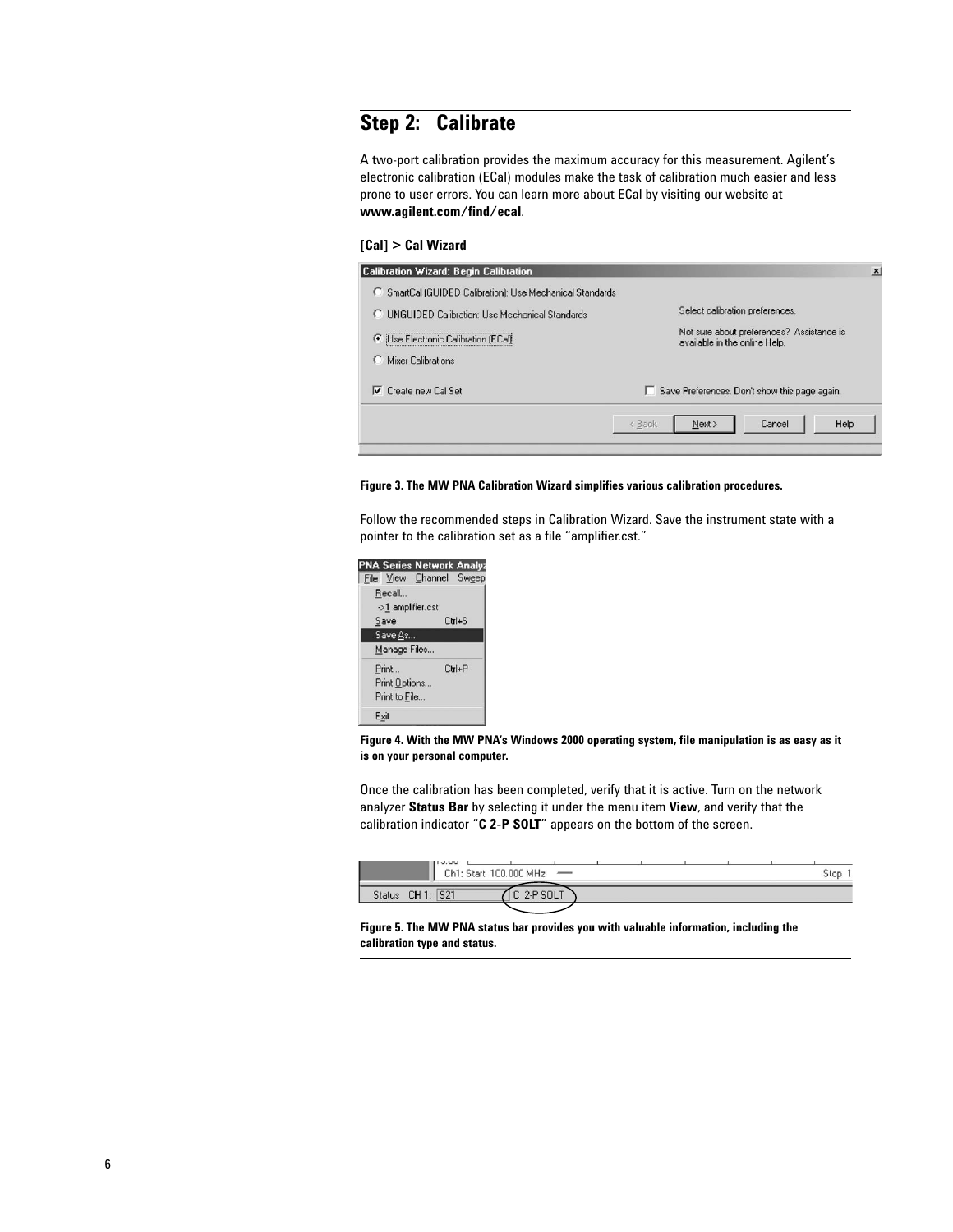## Step 2: Calibrate

A two-port calibration provides the maximum accuracy for this measurement. Agilent's electronic calibration (ECal) modules make the task of calibration much easier and less prone to user errors. You can learn more about ECal by visiting our website at **www.agilent.com/find/ecal**.

**[Cal] > Cal Wizard**

**Figure 3. The MW PNA Calibration Wizard simplifies various calibration procedures.**

Follow the recommended steps in Calibration Wizard. Save the instrument state with a pointer to the calibration set as a file "amplifier.cst."

**Figure 4. With the MW PNA's Windows 2000 operating system, file manipulation is as easy as it is on your personal computer.**

Once the calibration has been completed, verify that it is active. Turn on the network analyzer **Status Bar** by selecting it under the menu item **View**, and verify that the calibration indicator "**C 2-P SOLT**" appears on the bottom of the screen.

**Figure 5. The MW PNA status bar provides you with valuable information, including the calibration type and status.**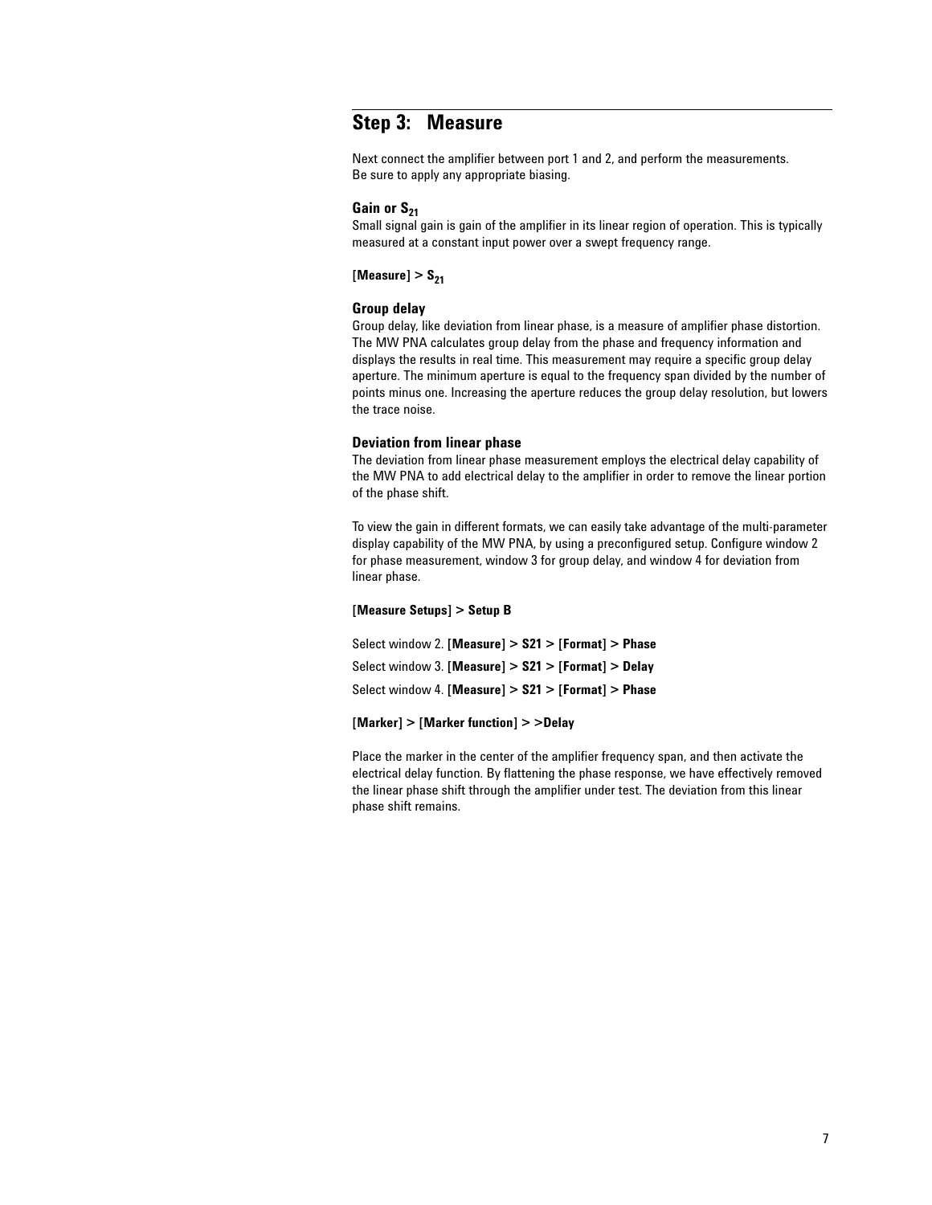## Step 3: Measure

Next connect the amplifier between port 1 and 2, and perform the measurements. Be sure to apply any appropriate biasing.

### Gain or $S_{21}$

Small signal gain is gain of the amplifier in its linear region of operation. This is typically measured at a constant input power over a swept frequency range.

**[Measure] > $S_{21}$**

### Group delay

Group delay, like deviation from linear phase, is a measure of amplifier phase distortion. The MW PNA calculates group delay from the phase and frequency information and displays the results in real time. This measurement may require a specific group delay aperture. The minimum aperture is equal to the frequency span divided by the number of points minus one. Increasing the aperture reduces the group delay resolution, but lowers the trace noise.

### Deviation from linear phase

The deviation from linear phase measurement employs the electrical delay capability of the MW PNA to add electrical delay to the amplifier in order to remove the linear portion of the phase shift.

To view the gain in different formats, we can easily take advantage of the multi-parameter display capability of the MW PNA, by using a preconfigured setup. Configure window 2 for phase measurement, window 3 for group delay, and window 4 for deviation from linear phase.

**[Measure Setups] > Setup B**

Select window 2. **[Measure] > S21 > [Format] > Phase**

Select window 3. **[Measure] > S21 > [Format] > Delay**

Select window 4. **[Measure] > S21 > [Format] > Phase**

**[Marker] > [Marker function] > >Delay**

Place the marker in the center of the amplifier frequency span, and then activate the electrical delay function. By flattening the phase response, we have effectively removed the linear phase shift through the amplifier under test. The deviation from this linear phase shift remains.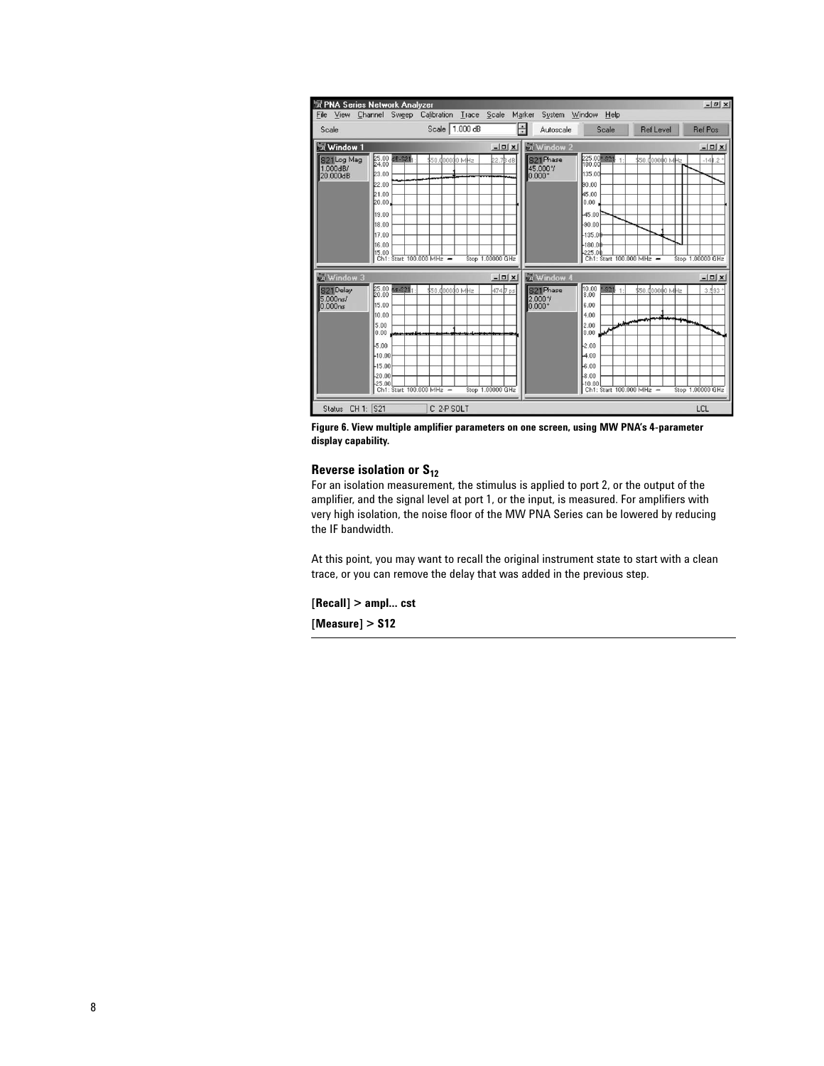**Figure 6. View multiple amplifier parameters on one screen, using MW PNA's 4-parameter display capability.**

### Reverse isolation or $S_{12}$

For an isolation measurement, the stimulus is applied to port 2, or the output of the amplifier, and the signal level at port 1, or the input, is measured. For amplifiers with very high isolation, the noise floor of the MW PNA Series can be lowered by reducing the IF bandwidth.

At this point, you may want to recall the original instrument state to start with a clean trace, or you can remove the delay that was added in the previous step.

**[Recall] > ampl... cst**

**[Measure] > S12**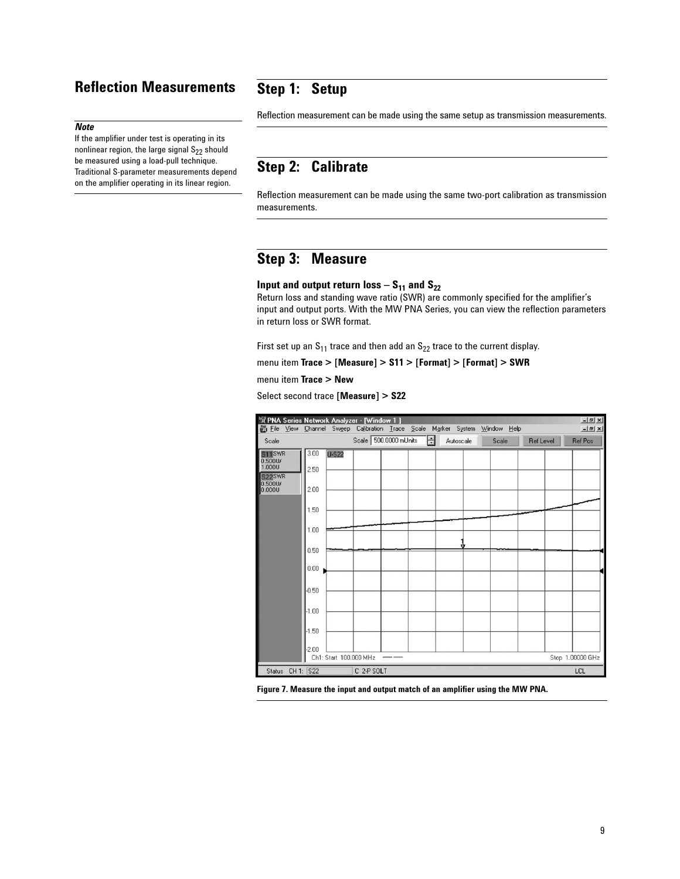# Reflection Measurements

***Note***

If the amplifier under test is operating in its nonlinear region, the large signal $S_{22}$ should be measured using a load-pull technique. Traditional S-parameter measurements depend on the amplifier operating in its linear region.

## Step 1: Setup

Reflection measurement can be made using the same setup as transmission measurements.

## Step 2: Calibrate

Reflection measurement can be made using the same two-port calibration as transmission measurements.

## Step 3: Measure

**Input and output return loss – $S_{11}$ and $S_{22}$**

Return loss and standing wave ratio (SWR) are commonly specified for the amplifier's input and output ports. With the MW PNA Series, you can view the reflection parameters in return loss or SWR format.

First set up an $S_{11}$ trace and then add an $S_{22}$ trace to the current display.

menu item **Trace > [Measure] > S11 > [Format] > [Format] > SWR**

menu item **Trace > New**

Select second trace **[Measure] > S22**

**Figure 7. Measure the input and output match of an amplifier using the MW PNA.**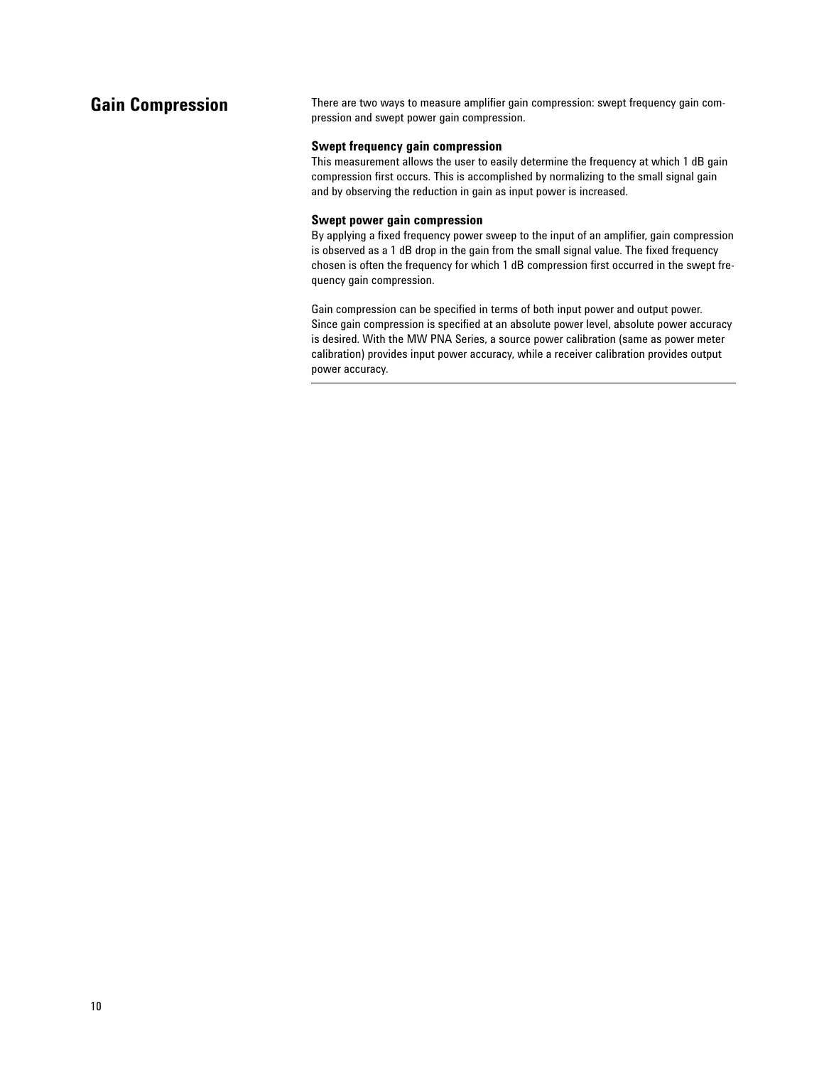## Gain Compression

There are two ways to measure amplifier gain compression: swept frequency gain compression and swept power gain compression.

**Swept frequency gain compression**

This measurement allows the user to easily determine the frequency at which 1 dB gain compression first occurs. This is accomplished by normalizing to the small signal gain and by observing the reduction in gain as input power is increased.

**Swept power gain compression**

By applying a fixed frequency power sweep to the input of an amplifier, gain compression is observed as a 1 dB drop in the gain from the small signal value. The fixed frequency chosen is often the frequency for which 1 dB compression first occurred in the swept frequency gain compression.

Gain compression can be specified in terms of both input power and output power. Since gain compression is specified at an absolute power level, absolute power accuracy is desired. With the MW PNA Series, a source power calibration (same as power meter calibration) provides input power accuracy, while a receiver calibration provides output power accuracy.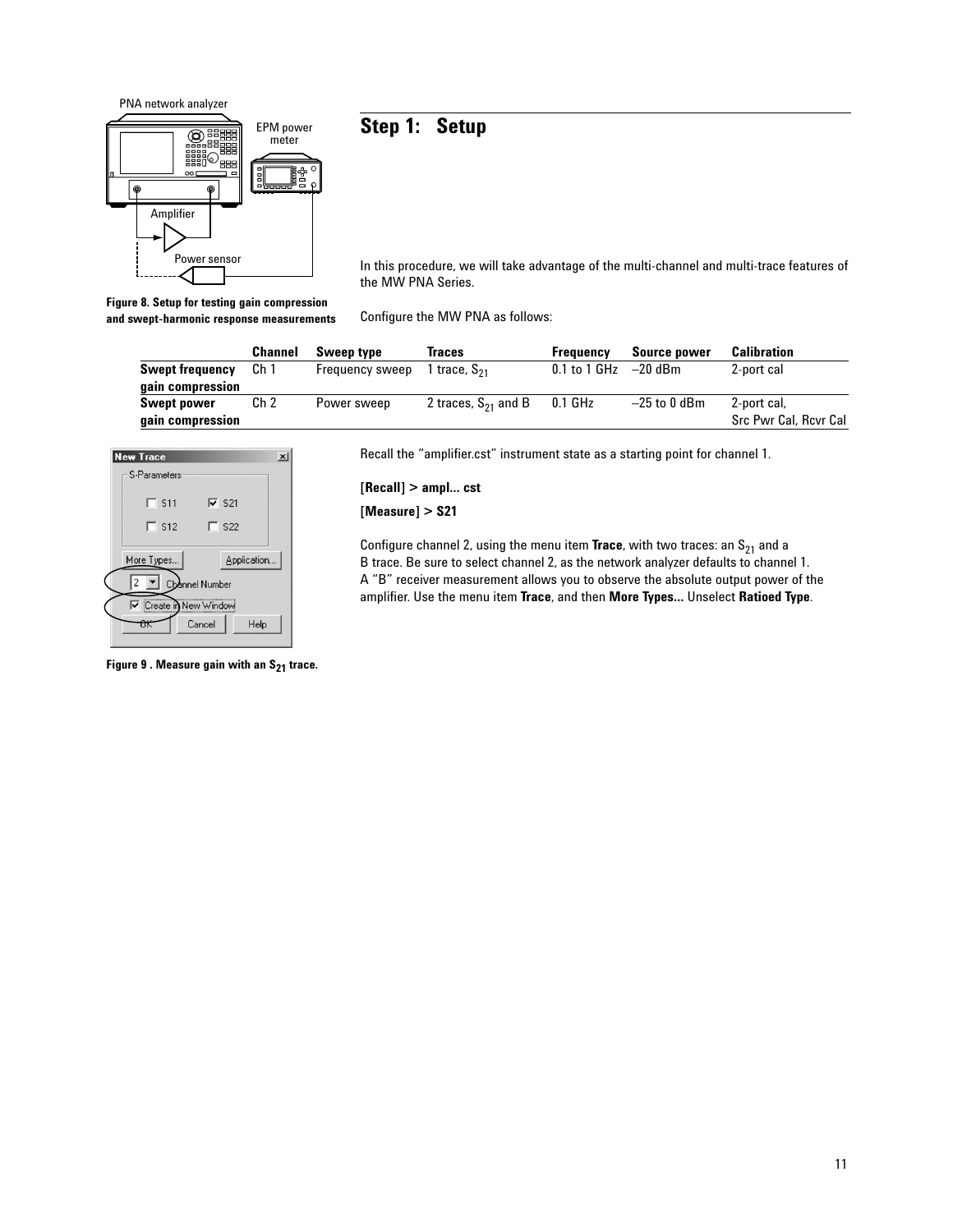## Step 1: Setup

Figure 8. Setup for testing gain compression and swept-harmonic response measurements

In this procedure, we will take advantage of the multi-channel and multi-trace features of the MW PNA Series.

Configure the MW PNA as follows:

| | Channel | Sweep type | Traces | Frequency | Source power | Calibration |
|---|---|---|---|---|---|---|
| **Swept frequency gain compression** | Ch 1 | Frequency sweep | 1 trace, $S_{21}$ | 0.1 to 1 GHz | –20 dBm | 2-port cal |
| **Swept power gain compression** | Ch 2 | Power sweep | 2 traces, $S_{21}$ and B | 0.1 GHz | –25 to 0 dBm | 2-port cal, Src Pwr Cal, Rcvr Cal |

Recall the "amplifier.cst" instrument state as a starting point for channel 1.

**[Recall] > ampl... cst**

**[Measure] > S21**

Configure channel 2, using the menu item **Trace**, with two traces: an $S_{21}$ and a B trace. Be sure to select channel 2, as the network analyzer defaults to channel 1. A "B" receiver measurement allows you to observe the absolute output power of the amplifier. Use the menu item **Trace**, and then **More Types...** Unselect **Ratioed Type**.

Figure 9 . Measure gain with an $S_{21}$ trace.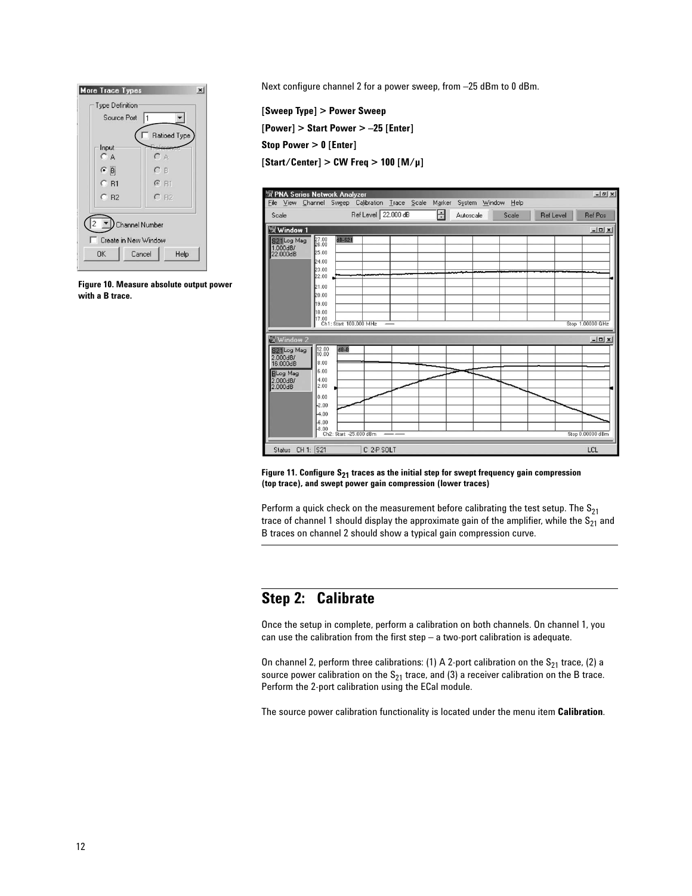Next configure channel 2 for a power sweep, from –25 dBm to 0 dBm.

**[Sweep Type] > Power Sweep**

**[Power] > Start Power > –25 [Enter]**

**Stop Power > 0 [Enter]**

**[Start/Center] > CW Freq > 100 [M/μ]**

**Figure 10. Measure absolute output power with a B trace.**

**Figure 11. Configure $S_{21}$ traces as the initial step for swept frequency gain compression (top trace), and swept power gain compression (lower traces)**

Perform a quick check on the measurement before calibrating the test setup. The $S_{21}$ trace of channel 1 should display the approximate gain of the amplifier, while the $S_{21}$ and B traces on channel 2 should show a typical gain compression curve.

## Step 2: Calibrate

Once the setup in complete, perform a calibration on both channels. On channel 1, you can use the calibration from the first step – a two-port calibration is adequate.

On channel 2, perform three calibrations: (1) A 2-port calibration on the $S_{21}$ trace, (2) a source power calibration on the $S_{21}$ trace, and (3) a receiver calibration on the B trace. Perform the 2-port calibration using the ECal module.

The source power calibration functionality is located under the menu item **Calibration**.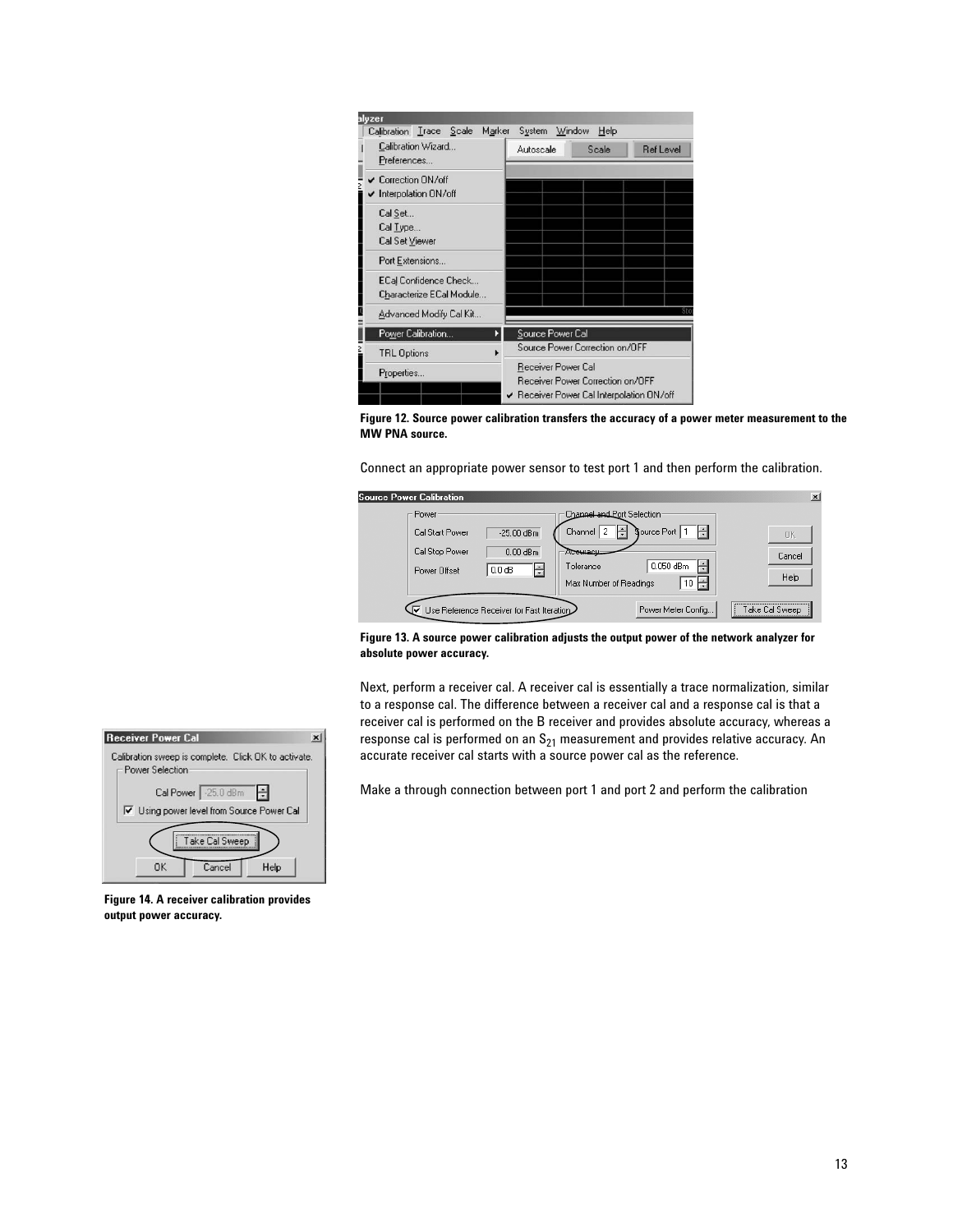Figure 12. Source power calibration transfers the accuracy of a power meter measurement to the MW PNA source.

Connect an appropriate power sensor to test port 1 and then perform the calibration.

Figure 13. A source power calibration adjusts the output power of the network analyzer for absolute power accuracy.

Next, perform a receiver cal. A receiver cal is essentially a trace normalization, similar to a response cal. The difference between a receiver cal and a response cal is that a receiver cal is performed on the B receiver and provides absolute accuracy, whereas a response cal is performed on an $S_{21}$ measurement and provides relative accuracy. An accurate receiver cal starts with a source power cal as the reference.

Make a through connection between port 1 and port 2 and perform the calibration

Figure 14. A receiver calibration provides output power accuracy.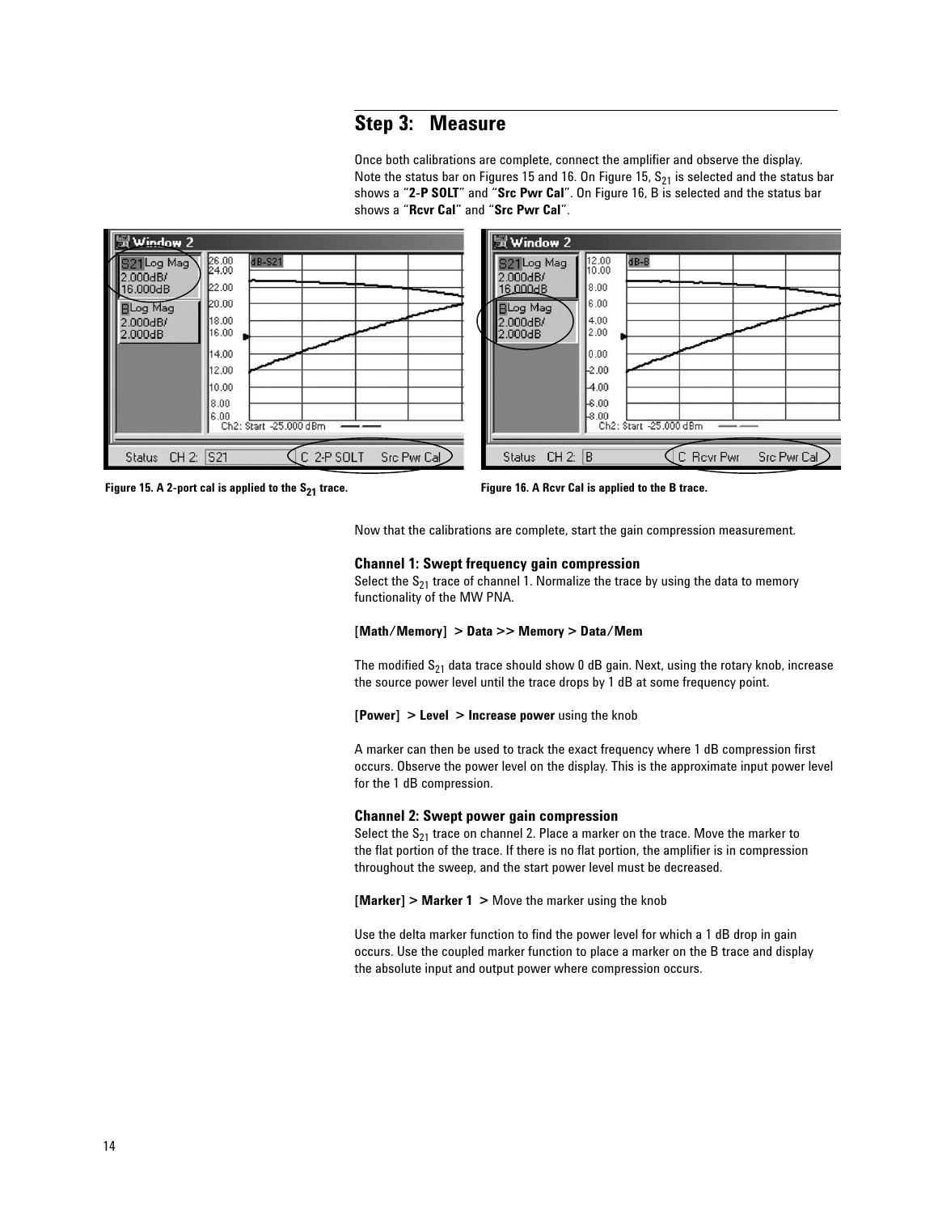## Step 3: Measure

Once both calibrations are complete, connect the amplifier and observe the display. Note the status bar on Figures 15 and 16. On Figure 15, $S_{21}$ is selected and the status bar shows a "**2-P SOLT**" and "**Src Pwr Cal**". On Figure 16, B is selected and the status bar shows a "**Rcvr Cal**" and "**Src Pwr Cal**".

Figure 15. A 2-port cal is applied to the $S_{21}$ trace.

Figure 16. A Rcvr Cal is applied to the B trace.

Now that the calibrations are complete, start the gain compression measurement.

### Channel 1: Swept frequency gain compression

Select the $S_{21}$ trace of channel 1. Normalize the trace by using the data to memory functionality of the MW PNA.

**[Math/Memory] > Data >> Memory > Data/Mem**

The modified $S_{21}$ data trace should show 0 dB gain. Next, using the rotary knob, increase the source power level until the trace drops by 1 dB at some frequency point.

**[Power] > Level > Increase power** using the knob

A marker can then be used to track the exact frequency where 1 dB compression first occurs. Observe the power level on the display. This is the approximate input power level for the 1 dB compression.

### Channel 2: Swept power gain compression

Select the $S_{21}$ trace on channel 2. Place a marker on the trace. Move the marker to the flat portion of the trace. If there is no flat portion, the amplifier is in compression throughout the sweep, and the start power level must be decreased.

**[Marker] > Marker 1 >** Move the marker using the knob

Use the delta marker function to find the power level for which a 1 dB drop in gain occurs. Use the coupled marker function to place a marker on the B trace and display the absolute input and output power where compression occurs.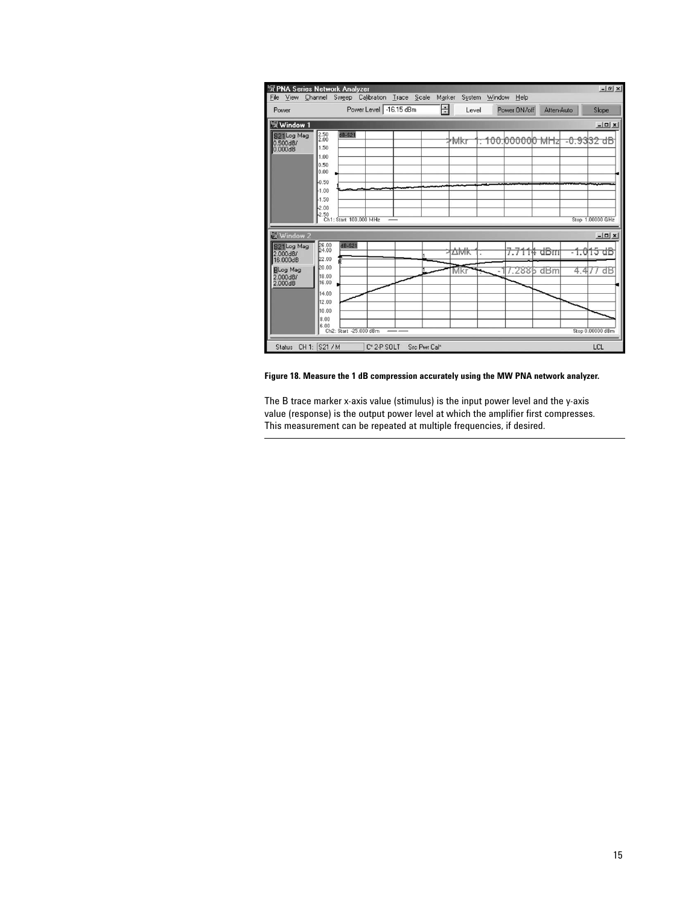**Figure 18. Measure the 1 dB compression accurately using the MW PNA network analyzer.**

The B trace marker x-axis value (stimulus) is the input power level and the y-axis value (response) is the output power level at which the amplifier first compresses. This measurement can be repeated at multiple frequencies, if desired.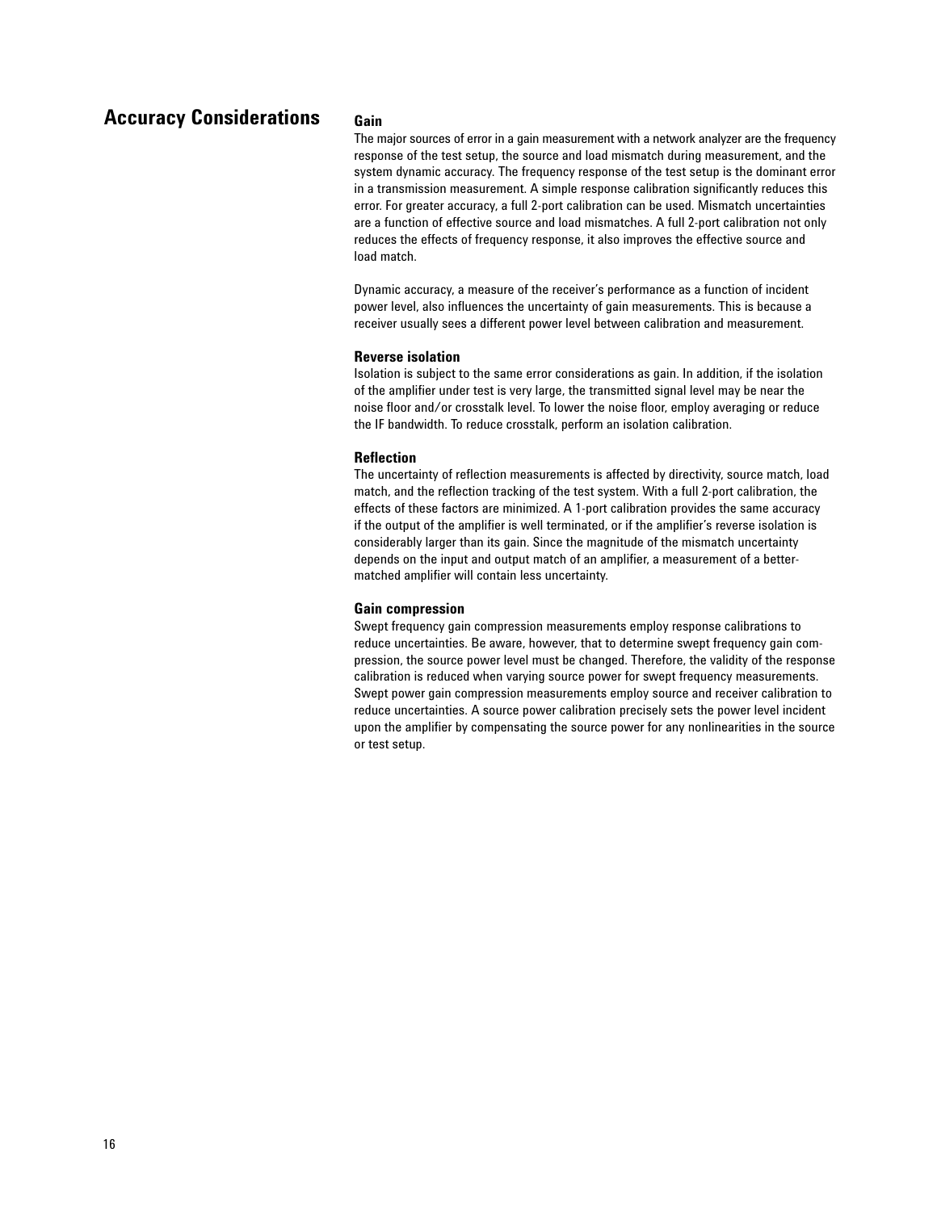## Accuracy Considerations

### Gain

The major sources of error in a gain measurement with a network analyzer are the frequency response of the test setup, the source and load mismatch during measurement, and the system dynamic accuracy. The frequency response of the test setup is the dominant error in a transmission measurement. A simple response calibration significantly reduces this error. For greater accuracy, a full 2-port calibration can be used. Mismatch uncertainties are a function of effective source and load mismatches. A full 2-port calibration not only reduces the effects of frequency response, it also improves the effective source and load match.

Dynamic accuracy, a measure of the receiver's performance as a function of incident power level, also influences the uncertainty of gain measurements. This is because a receiver usually sees a different power level between calibration and measurement.

### Reverse isolation

Isolation is subject to the same error considerations as gain. In addition, if the isolation of the amplifier under test is very large, the transmitted signal level may be near the noise floor and/or crosstalk level. To lower the noise floor, employ averaging or reduce the IF bandwidth. To reduce crosstalk, perform an isolation calibration.

### Reflection

The uncertainty of reflection measurements is affected by directivity, source match, load match, and the reflection tracking of the test system. With a full 2-port calibration, the effects of these factors are minimized. A 1-port calibration provides the same accuracy if the output of the amplifier is well terminated, or if the amplifier's reverse isolation is considerably larger than its gain. Since the magnitude of the mismatch uncertainty depends on the input and output match of an amplifier, a measurement of a better-matched amplifier will contain less uncertainty.

### Gain compression

Swept frequency gain compression measurements employ response calibrations to reduce uncertainties. Be aware, however, that to determine swept frequency gain compression, the source power level must be changed. Therefore, the validity of the response calibration is reduced when varying source power for swept frequency measurements. Swept power gain compression measurements employ source and receiver calibration to reduce uncertainties. A source power calibration precisely sets the power level incident upon the amplifier by compensating the source power for any nonlinearities in the source or test setup.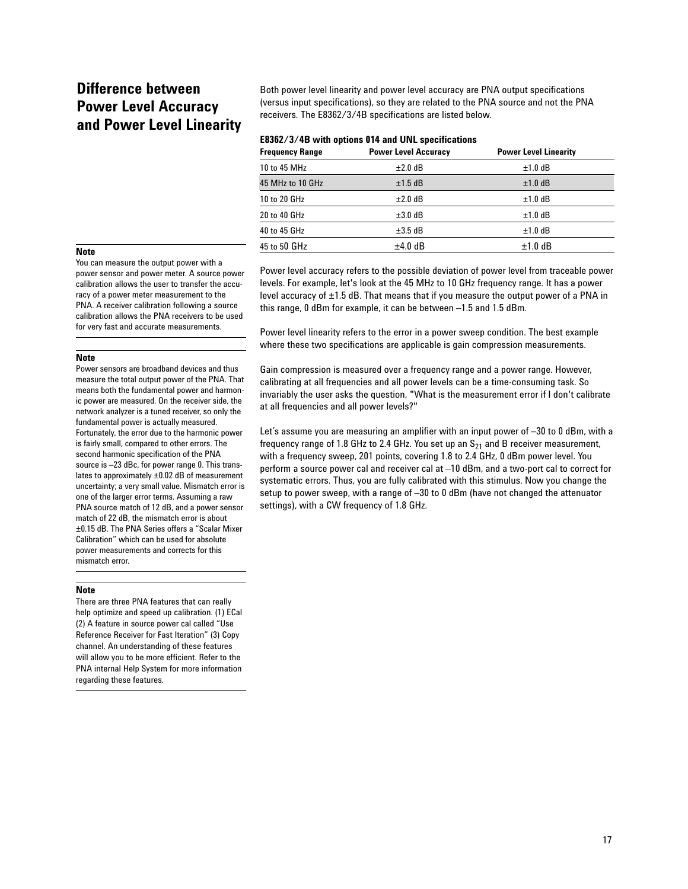## Difference between Power Level Accuracy and Power Level Linearity

Both power level linearity and power level accuracy are PNA output specifications (versus input specifications), so they are related to the PNA source and not the PNA receivers. The E8362/3/4B specifications are listed below.

**E8362/3/4B with options 014 and UNL specifications**

| Frequency Range | Power Level Accuracy | Power Level Linearity |
|---|---|---|
| 10 to 45 MHz | ±2.0 dB | ±1.0 dB |
| 45 MHz to 10 GHz | ±1.5 dB | ±1.0 dB |
| 10 to 20 GHz | ±2.0 dB | ±1.0 dB |
| 20 to 40 GHz | ±3.0 dB | ±1.0 dB |
| 40 to 45 GHz | ±3.5 dB | ±1.0 dB |
| 45 to 50 GHz | ±4.0 dB | ±1.0 dB |

Power level accuracy refers to the possible deviation of power level from traceable power levels. For example, let's look at the 45 MHz to 10 GHz frequency range. It has a power level accuracy of ±1.5 dB. That means that if you measure the output power of a PNA in this range, 0 dBm for example, it can be between –1.5 and 1.5 dBm.

Power level linearity refers to the error in a power sweep condition. The best example where these two specifications are applicable is gain compression measurements.

Gain compression is measured over a frequency range and a power range. However, calibrating at all frequencies and all power levels can be a time-consuming task. So invariably the user asks the question, "What is the measurement error if I don't calibrate at all frequencies and all power levels?"

Let's assume you are measuring an amplifier with an input power of –30 to 0 dBm, with a frequency range of 1.8 GHz to 2.4 GHz. You set up an $S_{21}$ and B receiver measurement, with a frequency sweep, 201 points, covering 1.8 to 2.4 GHz, 0 dBm power level. You perform a source power cal and receiver cal at –10 dBm, and a two-port cal to correct for systematic errors. Thus, you are fully calibrated with this stimulus. Now you change the setup to power sweep, with a range of –30 to 0 dBm (have not changed the attenuator settings), with a CW frequency of 1.8 GHz.

**Note**

You can measure the output power with a power sensor and power meter. A source power calibration allows the user to transfer the accuracy of a power meter measurement to the PNA. A receiver calibration following a source calibration allows the PNA receivers to be used for very fast and accurate measurements.

**Note**

Power sensors are broadband devices and thus measure the total output power of the PNA. That means both the fundamental power and harmonic power are measured. On the receiver side, the network analyzer is a tuned receiver, so only the fundamental power is actually measured. Fortunately, the error due to the harmonic power is fairly small, compared to other errors. The second harmonic specification of the PNA source is –23 dBc, for power range 0. This translates to approximately ±0.02 dB of measurement uncertainty; a very small value. Mismatch error is one of the larger error terms. Assuming a raw PNA source match of 12 dB, and a power sensor match of 22 dB, the mismatch error is about ±0.15 dB. The PNA Series offers a "Scalar Mixer Calibration" which can be used for absolute power measurements and corrects for this mismatch error.

**Note**

There are three PNA features that can really help optimize and speed up calibration. (1) ECal (2) A feature in source power cal called "Use Reference Receiver for Fast Iteration" (3) Copy channel. An understanding of these features will allow you to be more efficient. Refer to the PNA internal Help System for more information regarding these features.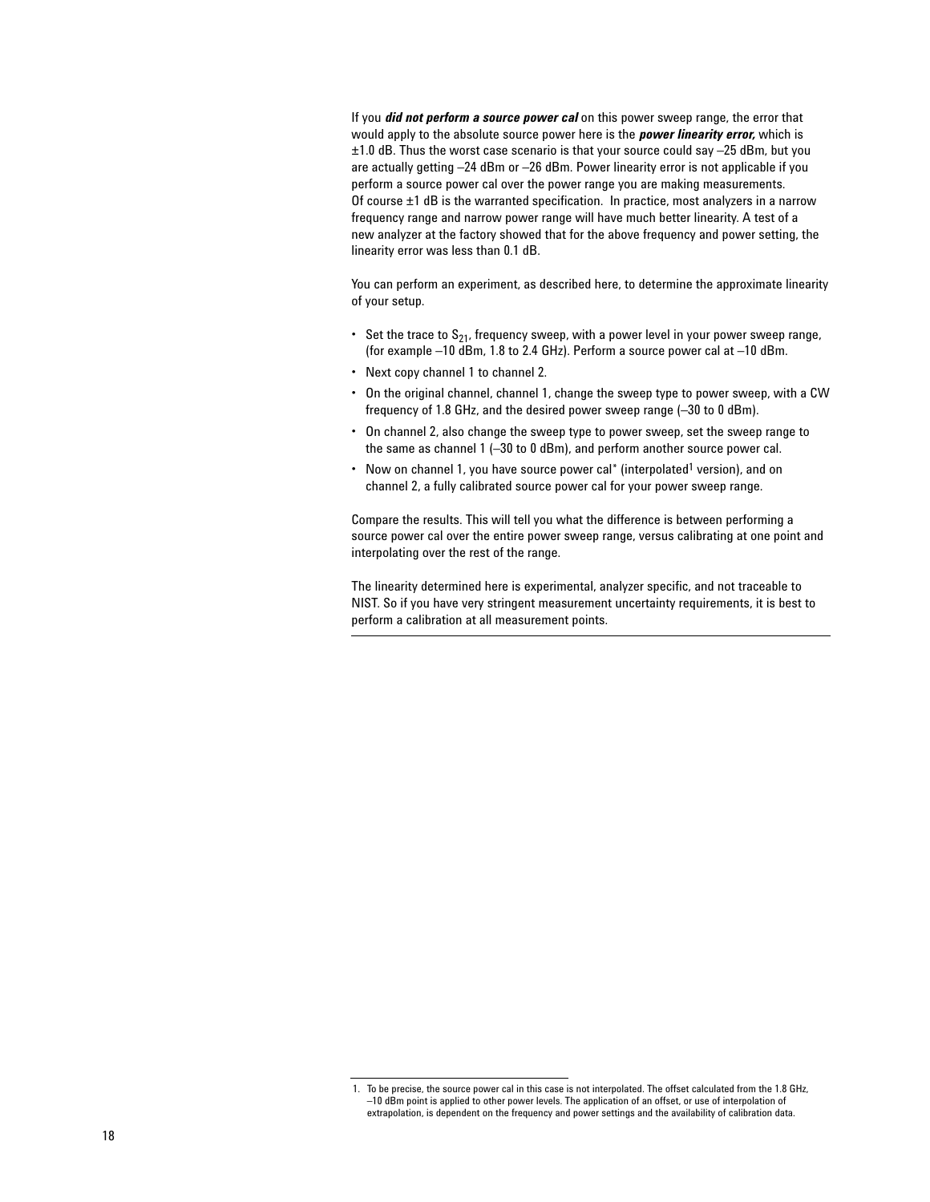If you ***did not perform a source power cal*** on this power sweep range, the error that would apply to the absolute source power here is the ***power linearity error,*** which is ±1.0 dB. Thus the worst case scenario is that your source could say –25 dBm, but you are actually getting –24 dBm or –26 dBm. Power linearity error is not applicable if you perform a source power cal over the power range you are making measurements. Of course ±1 dB is the warranted specification. In practice, most analyzers in a narrow frequency range and narrow power range will have much better linearity. A test of a new analyzer at the factory showed that for the above frequency and power setting, the linearity error was less than 0.1 dB.

You can perform an experiment, as described here, to determine the approximate linearity of your setup.

- Set the trace to $S_{21}$, frequency sweep, with a power level in your power sweep range, (for example –10 dBm, 1.8 to 2.4 GHz). Perform a source power cal at –10 dBm.
- Next copy channel 1 to channel 2.
- On the original channel, channel 1, change the sweep type to power sweep, with a CW frequency of 1.8 GHz, and the desired power sweep range (–30 to 0 dBm).
- On channel 2, also change the sweep type to power sweep, set the sweep range to the same as channel 1 (–30 to 0 dBm), and perform another source power cal.
- Now on channel 1, you have source power cal* (interpolated[1] version), and on channel 2, a fully calibrated source power cal for your power sweep range.

Compare the results. This will tell you what the difference is between performing a source power cal over the entire power sweep range, versus calibrating at one point and interpolating over the rest of the range.

The linearity determined here is experimental, analyzer specific, and not traceable to NIST. So if you have very stringent measurement uncertainty requirements, it is best to perform a calibration at all measurement points.

---

1. To be precise, the source power cal in this case is not interpolated. The offset calculated from the 1.8 GHz, –10 dBm point is applied to other power levels. The application of an offset, or use of interpolation of extrapolation, is dependent on the frequency and power settings and the availability of calibration data.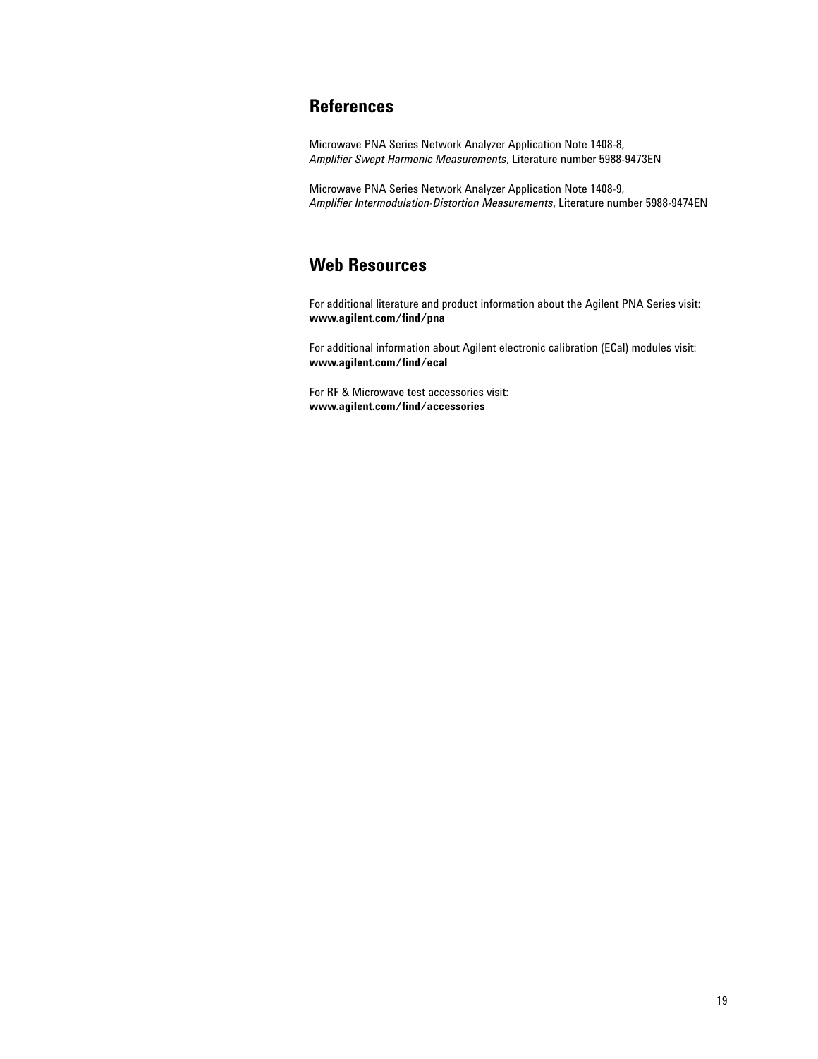## References

Microwave PNA Series Network Analyzer Application Note 1408-8,
*Amplifier Swept Harmonic Measurements*, Literature number 5988-9473EN

Microwave PNA Series Network Analyzer Application Note 1408-9,
*Amplifier Intermodulation-Distortion Measurements*, Literature number 5988-9474EN

## Web Resources

For additional literature and product information about the Agilent PNA Series visit:
**www.agilent.com/find/pna**

For additional information about Agilent electronic calibration (ECal) modules visit:
**www.agilent.com/find/ecal**

For RF & Microwave test accessories visit:
**www.agilent.com/find/accessories**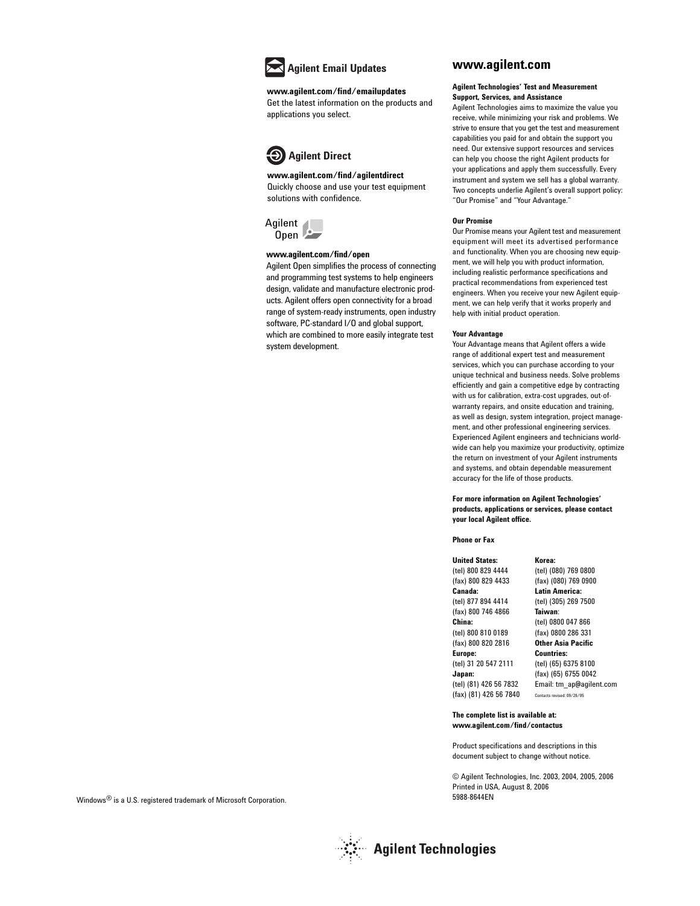## Agilent Email Updates

**www.agilent.com/find/emailupdates**
Get the latest information on the products and applications you select.

## Agilent Direct

**www.agilent.com/find/agilentdirect**
Quickly choose and use your test equipment solutions with confidence.

## Agilent Open

**www.agilent.com/find/open**
Agilent Open simplifies the process of connecting and programming test systems to help engineers design, validate and manufacture electronic products. Agilent offers open connectivity for a broad range of system-ready instruments, open industry software, PC-standard I/O and global support, which are combined to more easily integrate test system development.

Windows® is a U.S. registered trademark of Microsoft Corporation.

## www.agilent.com

**Agilent Technologies' Test and Measurement Support, Services, and Assistance**

Agilent Technologies aims to maximize the value you receive, while minimizing your risk and problems. We strive to ensure that you get the test and measurement capabilities you paid for and obtain the support you need. Our extensive support resources and services can help you choose the right Agilent products for your applications and apply them successfully. Every instrument and system we sell has a global warranty. Two concepts underlie Agilent's overall support policy: "Our Promise" and "Your Advantage."

**Our Promise**

Our Promise means your Agilent test and measurement equipment will meet its advertised performance and functionality. When you are choosing new equipment, we will help you with product information, including realistic performance specifications and practical recommendations from experienced test engineers. When you receive your new Agilent equipment, we can help verify that it works properly and help with initial product operation.

**Your Advantage**

Your Advantage means that Agilent offers a wide range of additional expert test and measurement services, which you can purchase according to your unique technical and business needs. Solve problems efficiently and gain a competitive edge by contracting with us for calibration, extra-cost upgrades, out-of-warranty repairs, and onsite education and training, as well as design, system integration, project management, and other professional engineering services. Experienced Agilent engineers and technicians worldwide can help you maximize your productivity, optimize the return on investment of your Agilent instruments and systems, and obtain dependable measurement accuracy for the life of those products.

**For more information on Agilent Technologies' products, applications or services, please contact your local Agilent office.**

**Phone or Fax**

**United States:**
(tel) 800 829 4444
(fax) 800 829 4433

**Canada:**
(tel) 877 894 4414
(fax) 800 746 4866

**China:**
(tel) 800 810 0189
(fax) 800 820 2816

**Europe:**
(tel) 31 20 547 2111

**Japan:**
(tel) (81) 426 56 7832
(fax) (81) 426 56 7840

**Korea:**
(tel) (080) 769 0800
(fax) (080) 769 0900

**Latin America:**
(tel) (305) 269 7500

**Taiwan**:
(tel) 0800 047 866
(fax) 0800 286 331

**Other Asia Pacific Countries:**
(tel) (65) 6375 8100
(fax) (65) 6755 0042
Email: tm_ap@agilent.com

Contacts revised: 09/26/05

**The complete list is available at:**
**www.agilent.com/find/contactus**

Product specifications and descriptions in this document subject to change without notice.

© Agilent Technologies, Inc. 2003, 2004, 2005, 2006
Printed in USA, August 8, 2006
5988-8644EN

Agilent Technologies